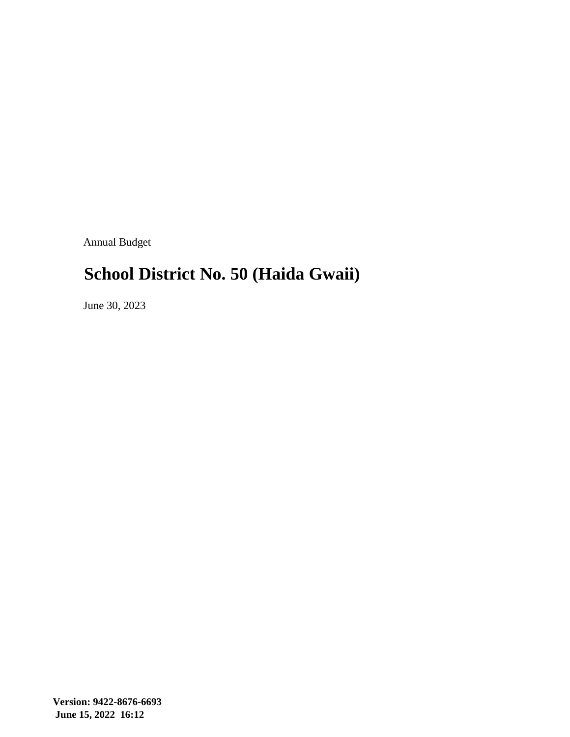Annual Budget

# School District No. 50 (Haida Gwaii)

June 30, 2023

**Version: 9422-8676-6693**
**June 15, 2022 16:12**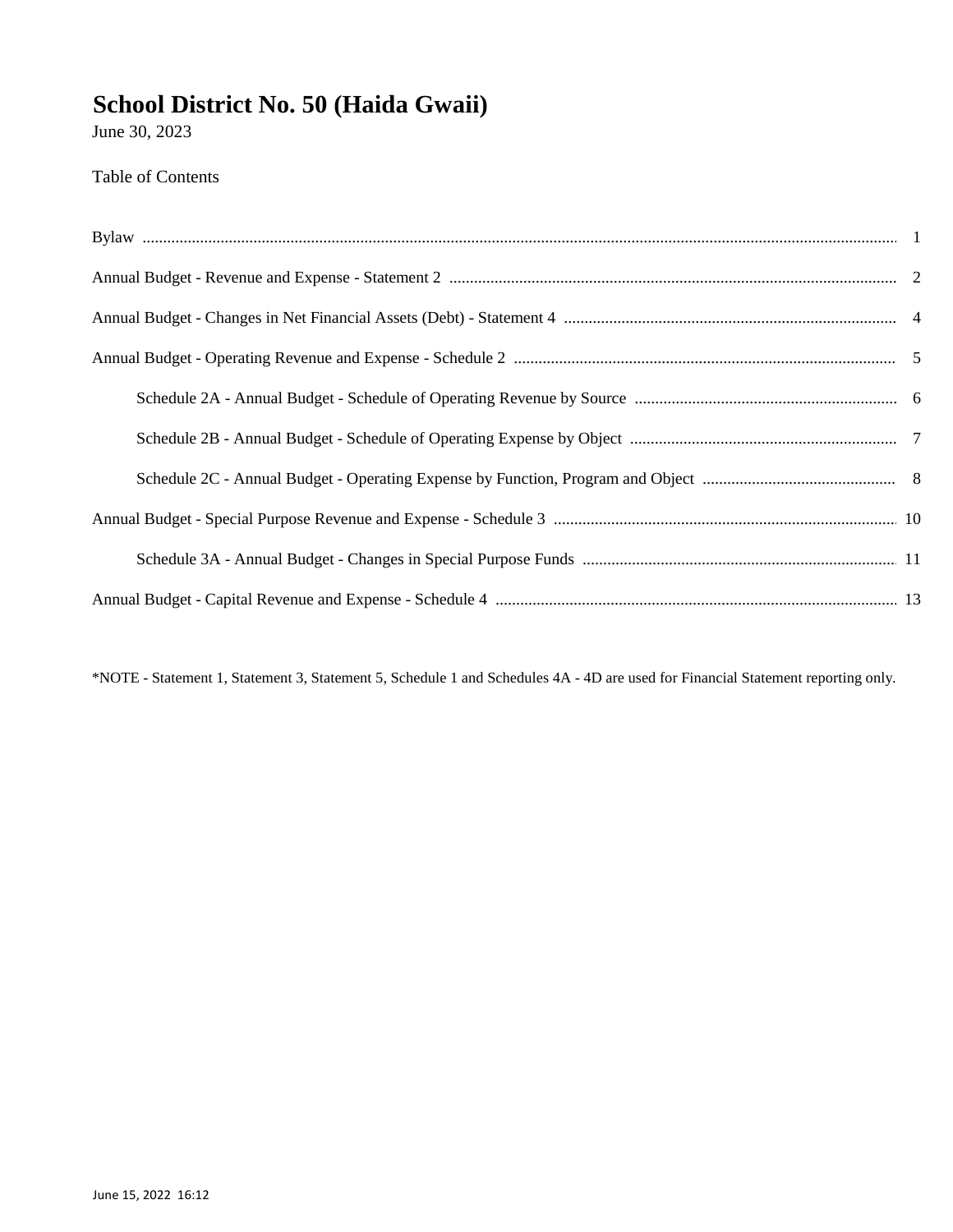# School District No. 50 (Haida Gwaii)

June 30, 2023

Table of Contents

| | |
|---|---|
| Bylaw | 1 |
| Annual Budget - Revenue and Expense - Statement 2 | 2 |
| Annual Budget - Changes in Net Financial Assets (Debt) - Statement 4 | 4 |
| Annual Budget - Operating Revenue and Expense - Schedule 2 | 5 |
| Schedule 2A - Annual Budget - Schedule of Operating Revenue by Source | 6 |
| Schedule 2B - Annual Budget - Schedule of Operating Expense by Object | 7 |
| Schedule 2C - Annual Budget - Operating Expense by Function, Program and Object | 8 |
| Annual Budget - Special Purpose Revenue and Expense - Schedule 3 | 10 |
| Schedule 3A - Annual Budget - Changes in Special Purpose Funds | 11 |
| Annual Budget - Capital Revenue and Expense - Schedule 4 | 13 |

*NOTE - Statement 1, Statement 3, Statement 5, Schedule 1 and Schedules 4A - 4D are used for Financial Statement reporting only.

June 15, 2022 16:12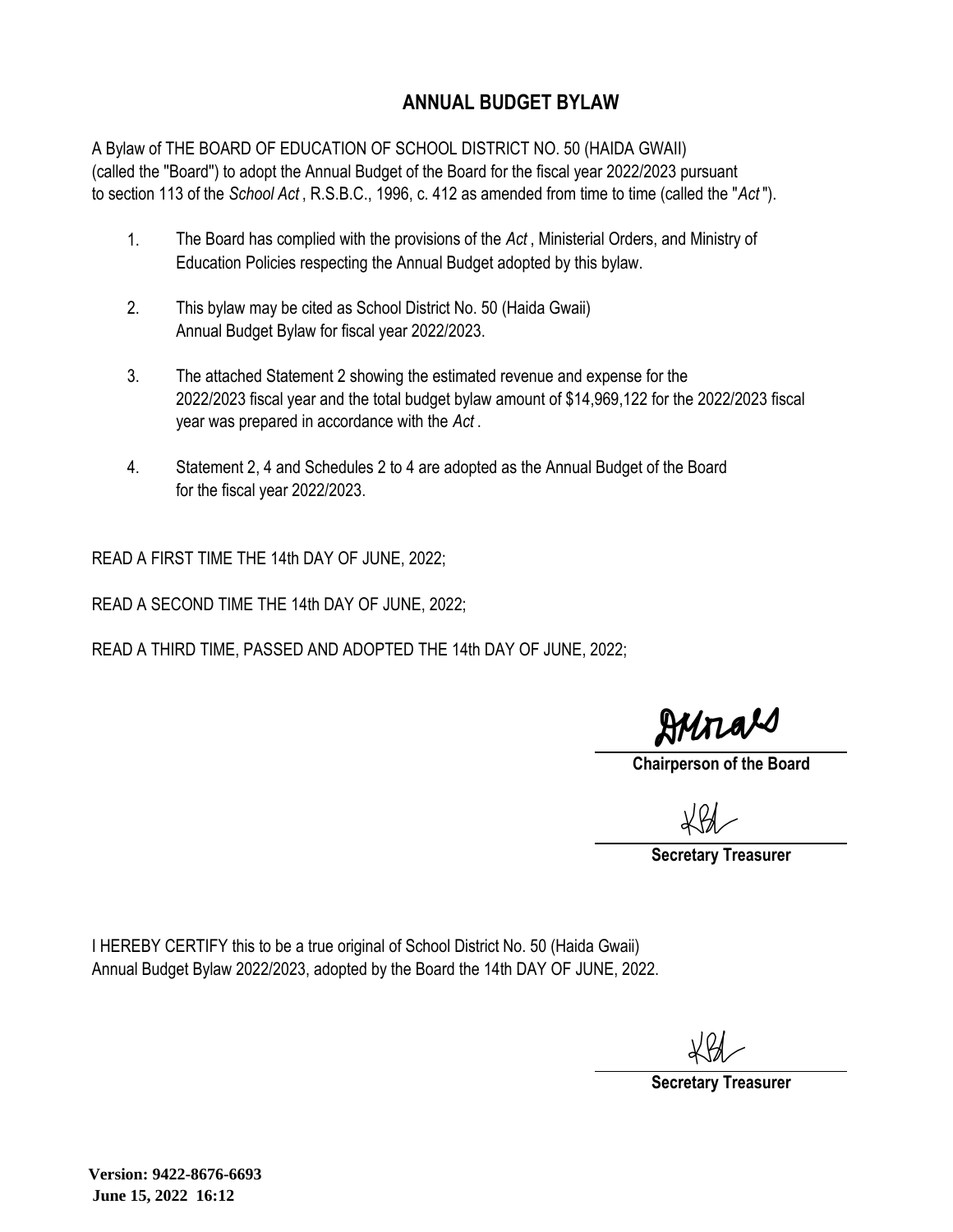# ANNUAL BUDGET BYLAW

A Bylaw of THE BOARD OF EDUCATION OF SCHOOL DISTRICT NO. 50 (HAIDA GWAII) (called the "Board") to adopt the Annual Budget of the Board for the fiscal year 2022/2023 pursuant to section 113 of the *School Act* , R.S.B.C., 1996, c. 412 as amended from time to time (called the "*Act* ").

1. The Board has complied with the provisions of the *Act* , Ministerial Orders, and Ministry of Education Policies respecting the Annual Budget adopted by this bylaw.

2. This bylaw may be cited as School District No. 50 (Haida Gwaii) Annual Budget Bylaw for fiscal year 2022/2023.

3. The attached Statement 2 showing the estimated revenue and expense for the 2022/2023 fiscal year and the total budget bylaw amount of $14,969,122 for the 2022/2023 fiscal year was prepared in accordance with the *Act* .

4. Statement 2, 4 and Schedules 2 to 4 are adopted as the Annual Budget of the Board for the fiscal year 2022/2023.

READ A FIRST TIME THE 14th DAY OF JUNE, 2022;

READ A SECOND TIME THE 14th DAY OF JUNE, 2022;

READ A THIRD TIME, PASSED AND ADOPTED THE 14th DAY OF JUNE, 2022;

**Chairperson of the Board**

**Secretary Treasurer**

I HEREBY CERTIFY this to be a true original of School District No. 50 (Haida Gwaii) Annual Budget Bylaw 2022/2023, adopted by the Board the 14th DAY OF JUNE, 2022.

**Secretary Treasurer**

**Version: 9422-8676-6693**
**June 15, 2022 16:12**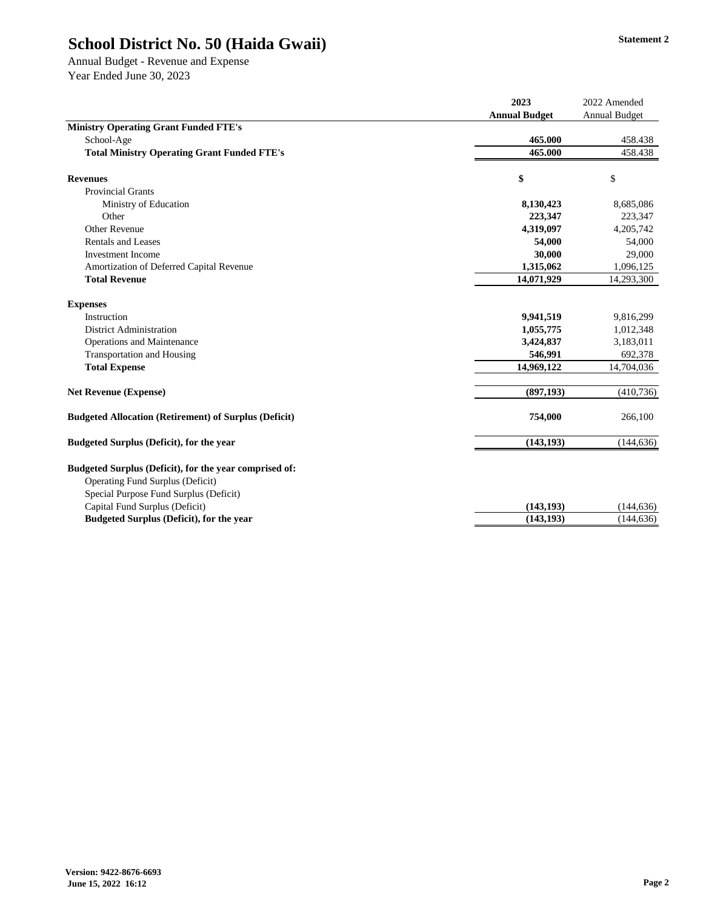# School District No. 50 (Haida Gwaii)

**Statement 2**

Annual Budget - Revenue and Expense
Year Ended June 30, 2023

| | **2023 Annual Budget** | 2022 Amended Annual Budget |
|---|---|---|
| **Ministry Operating Grant Funded FTE's** | | |
| School-Age | **465.000** | 458.438 |
| **Total Ministry Operating Grant Funded FTE's** | **465.000** | 458.438 |
| | | |
| **Revenues** | **$** | $ |
| Provincial Grants | | |
| Ministry of Education | **8,130,423** | 8,685,086 |
| Other | **223,347** | 223,347 |
| Other Revenue | **4,319,097** | 4,205,742 |
| Rentals and Leases | **54,000** | 54,000 |
| Investment Income | **30,000** | 29,000 |
| Amortization of Deferred Capital Revenue | **1,315,062** | 1,096,125 |
| **Total Revenue** | **14,071,929** | 14,293,300 |
| | | |
| **Expenses** | | |
| Instruction | **9,941,519** | 9,816,299 |
| District Administration | **1,055,775** | 1,012,348 |
| Operations and Maintenance | **3,424,837** | 3,183,011 |
| Transportation and Housing | **546,991** | 692,378 |
| **Total Expense** | **14,969,122** | 14,704,036 |
| | | |
| **Net Revenue (Expense)** | **(897,193)** | (410,736) |
| | | |
| **Budgeted Allocation (Retirement) of Surplus (Deficit)** | **754,000** | 266,100 |
| | | |
| **Budgeted Surplus (Deficit), for the year** | **(143,193)** | (144,636) |
| | | |
| **Budgeted Surplus (Deficit), for the year comprised of:** | | |
| Operating Fund Surplus (Deficit) | | |
| Special Purpose Fund Surplus (Deficit) | | |
| Capital Fund Surplus (Deficit) | **(143,193)** | (144,636) |
| **Budgeted Surplus (Deficit), for the year** | **(143,193)** | (144,636) |

**Version: 9422-8676-6693**
**June 15, 2022 16:12**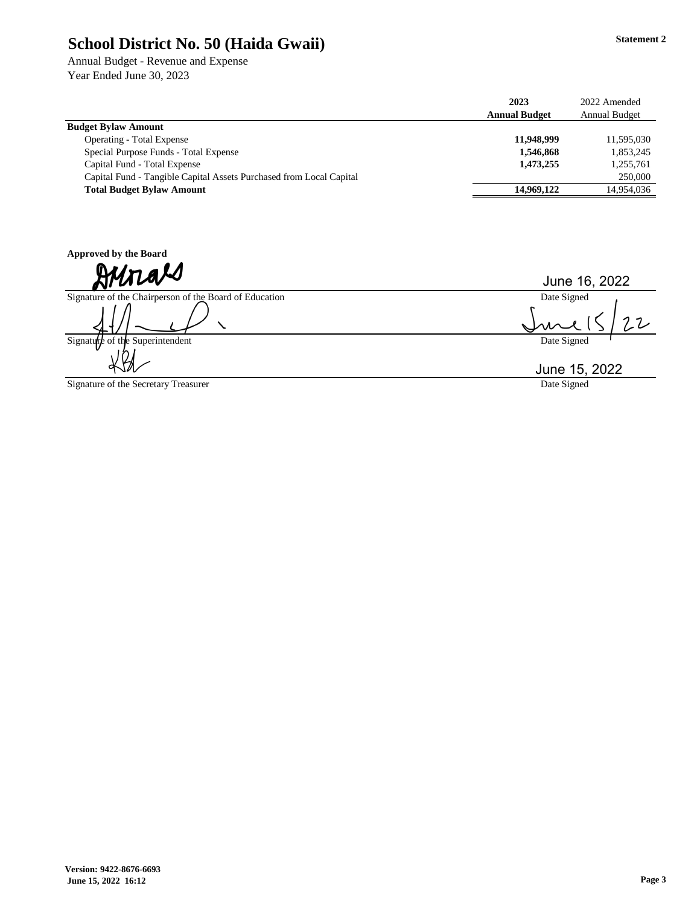# School District No. 50 (Haida Gwaii)

**Statement 2**

Annual Budget - Revenue and Expense
Year Ended June 30, 2023

| | 2023 Annual Budget | 2022 Amended Annual Budget |
|---|---|---|
| **Budget Bylaw Amount** | | |
| Operating - Total Expense | **11,948,999** | 11,595,030 |
| Special Purpose Funds - Total Expense | **1,546,868** | 1,853,245 |
| Capital Fund - Total Expense | **1,473,255** | 1,255,761 |
| Capital Fund - Tangible Capital Assets Purchased from Local Capital | | 250,000 |
| **Total Budget Bylaw Amount** | **14,969,122** | 14,954,036 |

**Approved by the Board**

| | |
|---|---|
| Signature of the Chairperson of the Board of Education | June 16, 2022<br>Date Signed |
| Signature of the Superintendent | June 15/22<br>Date Signed |
| Signature of the Secretary Treasurer | June 15, 2022<br>Date Signed |

**Version: 9422-8676-6693**
**June 15, 2022 16:12**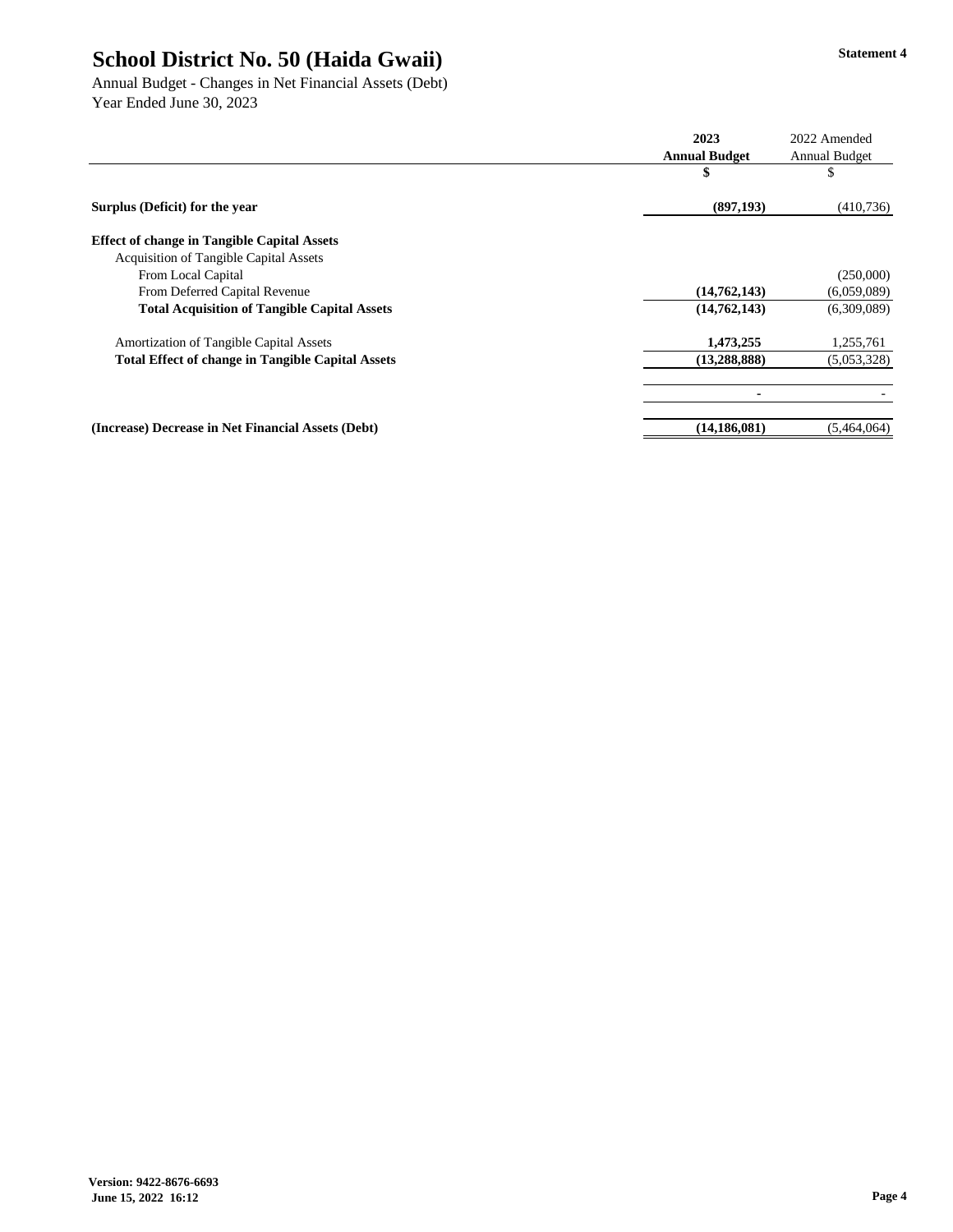# School District No. 50 (Haida Gwaii)

**Statement 4**

Annual Budget - Changes in Net Financial Assets (Debt)
Year Ended June 30, 2023

| | 2023 Annual Budget | 2022 Amended Annual Budget |
|---|---|---|
| | $ | $ |
| **Surplus (Deficit) for the year** | **(897,193)** | (410,736) |
| **Effect of change in Tangible Capital Assets** | | |
| Acquisition of Tangible Capital Assets | | |
| From Local Capital | | (250,000) |
| From Deferred Capital Revenue | **(14,762,143)** | (6,059,089) |
| **Total Acquisition of Tangible Capital Assets** | **(14,762,143)** | (6,309,089) |
| Amortization of Tangible Capital Assets | **1,473,255** | 1,255,761 |
| **Total Effect of change in Tangible Capital Assets** | **(13,288,888)** | (5,053,328) |
| | **-** | - |
| **(Increase) Decrease in Net Financial Assets (Debt)** | **(14,186,081)** | (5,464,064) |

**Version: 9422-8676-6693**
**June 15, 2022 16:12**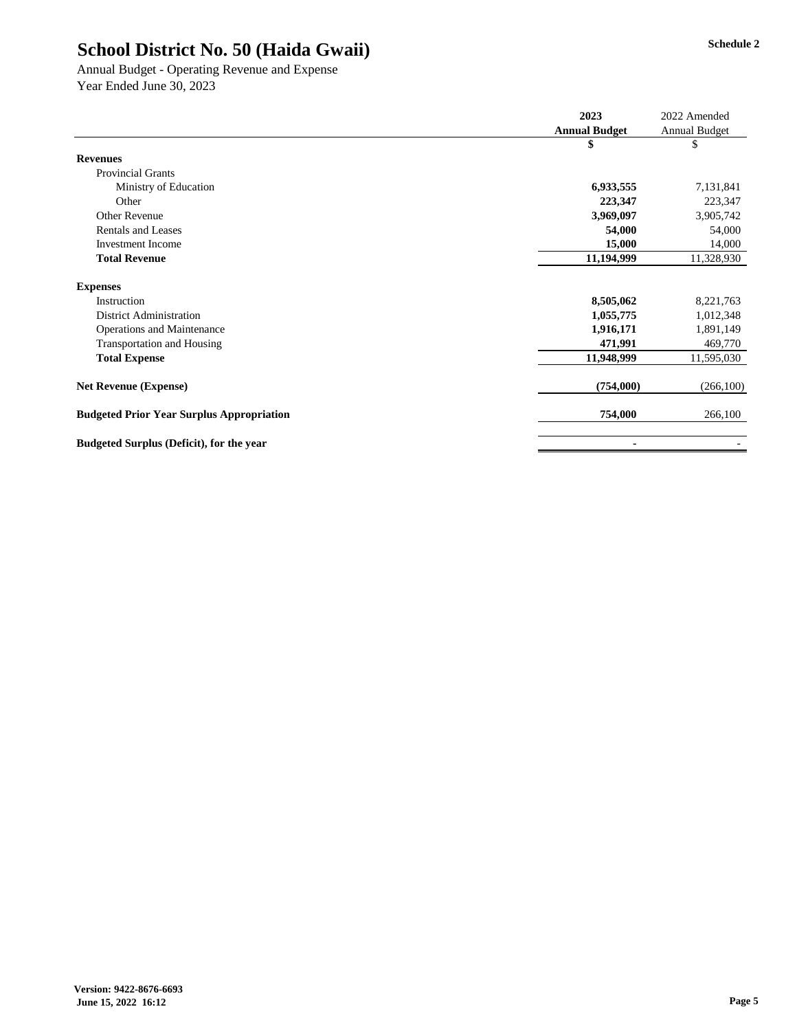# School District No. 50 (Haida Gwaii)

**Schedule 2**

Annual Budget - Operating Revenue and Expense
Year Ended June 30, 2023

| | **2023 Annual Budget** | 2022 Amended Annual Budget |
|---|---|---|
| | **$** | $ |
| **Revenues** | | |
| Provincial Grants | | |
| Ministry of Education | **6,933,555** | 7,131,841 |
| Other | **223,347** | 223,347 |
| Other Revenue | **3,969,097** | 3,905,742 |
| Rentals and Leases | **54,000** | 54,000 |
| Investment Income | **15,000** | 14,000 |
| **Total Revenue** | **11,194,999** | 11,328,930 |
| | | |
| **Expenses** | | |
| Instruction | **8,505,062** | 8,221,763 |
| District Administration | **1,055,775** | 1,012,348 |
| Operations and Maintenance | **1,916,171** | 1,891,149 |
| Transportation and Housing | **471,991** | 469,770 |
| **Total Expense** | **11,948,999** | 11,595,030 |
| | | |
| **Net Revenue (Expense)** | **(754,000)** | (266,100) |
| | | |
| **Budgeted Prior Year Surplus Appropriation** | **754,000** | 266,100 |
| | | |
| **Budgeted Surplus (Deficit), for the year** | **-** | - |

**Version: 9422-8676-6693**
**June 15, 2022 16:12**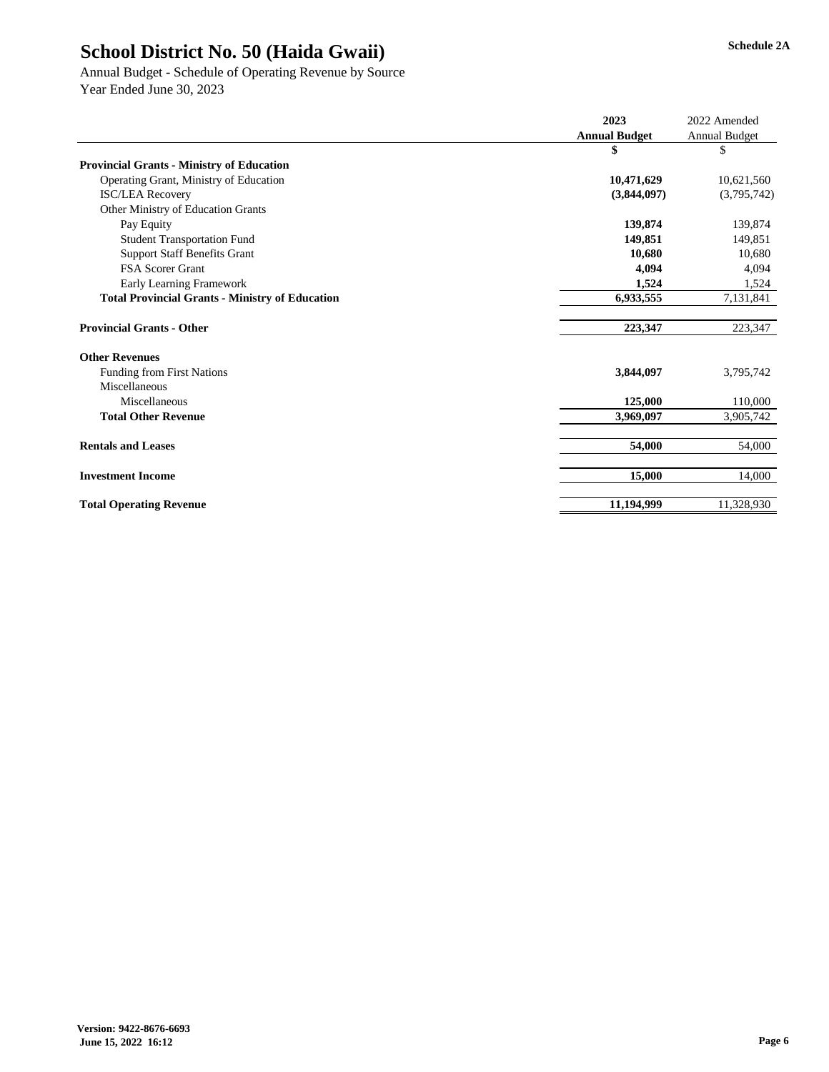# School District No. 50 (Haida Gwaii)

**Schedule 2A**

Annual Budget - Schedule of Operating Revenue by Source
Year Ended June 30, 2023

| | 2023 Annual Budget | 2022 Amended Annual Budget |
|---|---|---|
| | $ | $ |
| **Provincial Grants - Ministry of Education** | | |
| Operating Grant, Ministry of Education | **10,471,629** | 10,621,560 |
| ISC/LEA Recovery | **(3,844,097)** | (3,795,742) |
| Other Ministry of Education Grants | | |
| Pay Equity | **139,874** | 139,874 |
| Student Transportation Fund | **149,851** | 149,851 |
| Support Staff Benefits Grant | **10,680** | 10,680 |
| FSA Scorer Grant | **4,094** | 4,094 |
| Early Learning Framework | **1,524** | 1,524 |
| **Total Provincial Grants - Ministry of Education** | **6,933,555** | 7,131,841 |
| | | |
| **Provincial Grants - Other** | **223,347** | 223,347 |
| | | |
| **Other Revenues** | | |
| Funding from First Nations | **3,844,097** | 3,795,742 |
| Miscellaneous | | |
| Miscellaneous | **125,000** | 110,000 |
| **Total Other Revenue** | **3,969,097** | 3,905,742 |
| | | |
| **Rentals and Leases** | **54,000** | 54,000 |
| | | |
| **Investment Income** | **15,000** | 14,000 |
| | | |
| **Total Operating Revenue** | **11,194,999** | 11,328,930 |

**Version: 9422-8676-6693**
**June 15, 2022 16:12**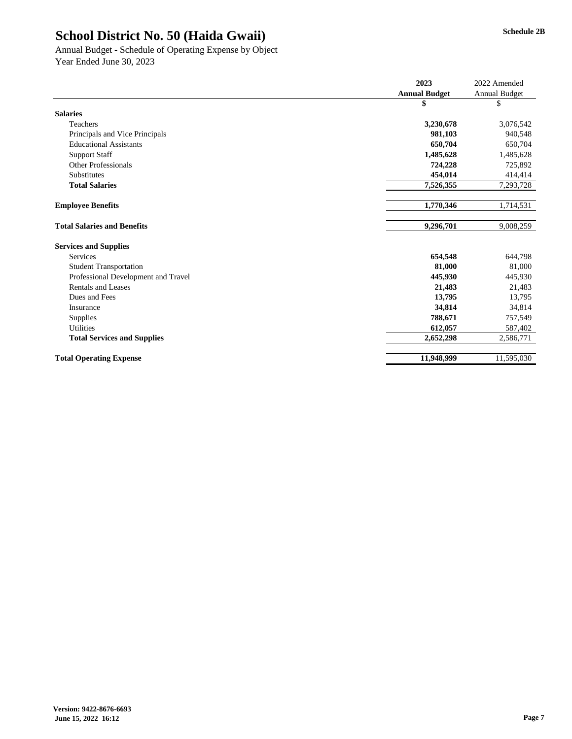# School District No. 50 (Haida Gwaii)

**Schedule 2B**

Annual Budget - Schedule of Operating Expense by Object
Year Ended June 30, 2023

| | 2023 Annual Budget | 2022 Amended Annual Budget |
|---|---|---|
| | $ | $ |
| **Salaries** | | |
| Teachers | **3,230,678** | 3,076,542 |
| Principals and Vice Principals | **981,103** | 940,548 |
| Educational Assistants | **650,704** | 650,704 |
| Support Staff | **1,485,628** | 1,485,628 |
| Other Professionals | **724,228** | 725,892 |
| Substitutes | **454,014** | 414,414 |
| **Total Salaries** | **7,526,355** | 7,293,728 |
| | | |
| **Employee Benefits** | **1,770,346** | 1,714,531 |
| | | |
| **Total Salaries and Benefits** | **9,296,701** | 9,008,259 |
| | | |
| **Services and Supplies** | | |
| Services | **654,548** | 644,798 |
| Student Transportation | **81,000** | 81,000 |
| Professional Development and Travel | **445,930** | 445,930 |
| Rentals and Leases | **21,483** | 21,483 |
| Dues and Fees | **13,795** | 13,795 |
| Insurance | **34,814** | 34,814 |
| Supplies | **788,671** | 757,549 |
| Utilities | **612,057** | 587,402 |
| **Total Services and Supplies** | **2,652,298** | 2,586,771 |
| | | |
| **Total Operating Expense** | **11,948,999** | 11,595,030 |

**Version: 9422-8676-6693**
**June 15, 2022 16:12**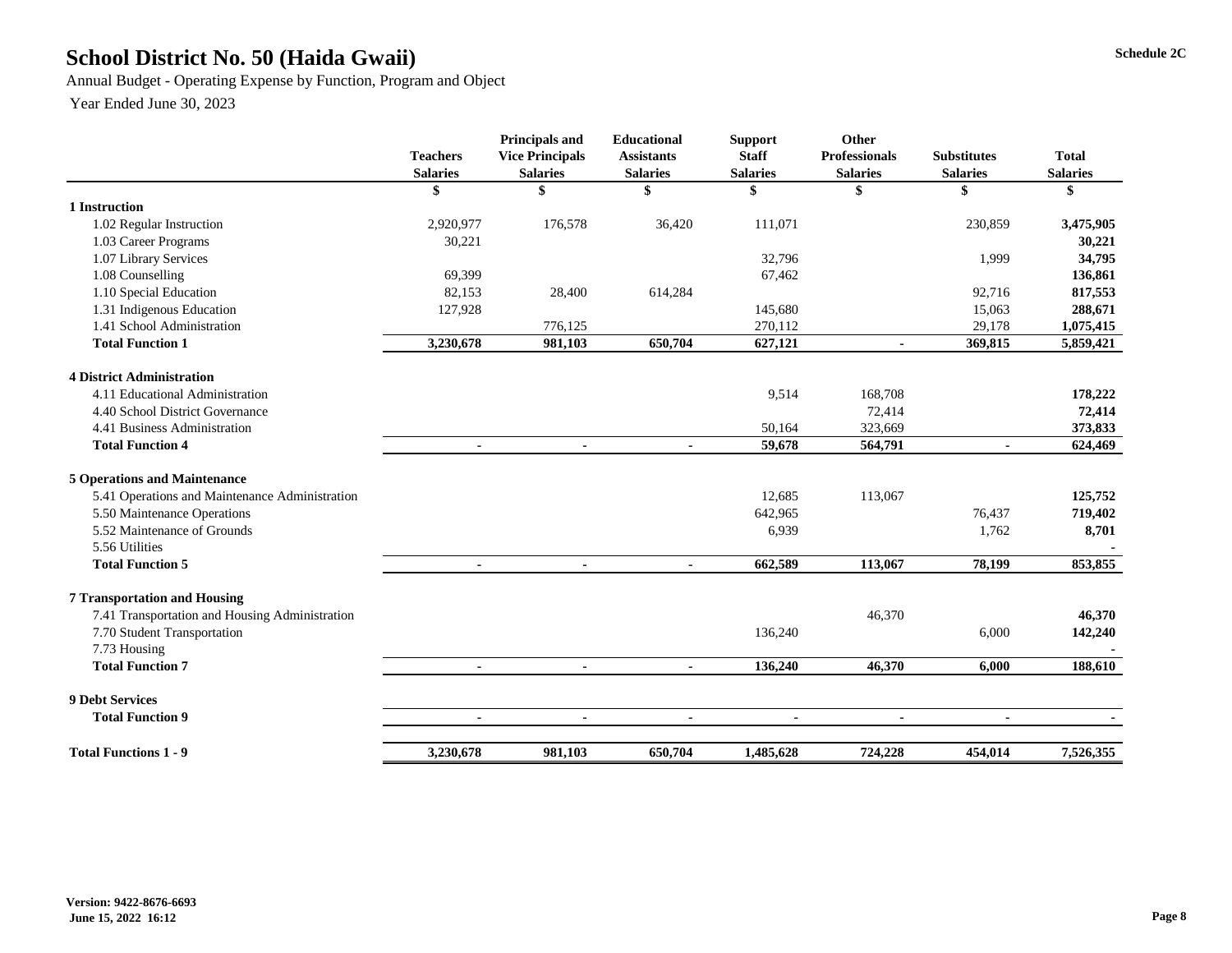# School District No. 50 (Haida Gwaii)

Schedule 2C

Annual Budget - Operating Expense by Function, Program and Object

Year Ended June 30, 2023

| | Teachers Salaries | Principals and Vice Principals Salaries | Educational Assistants Salaries | Support Staff Salaries | Other Professionals Salaries | Substitutes Salaries | Total Salaries |
|---|---|---|---|---|---|---|---|
| | $ | $ | $ | $ | $ | $ | $ |
| **1 Instruction** | | | | | | | |
| 1.02 Regular Instruction | 2,920,977 | 176,578 | 36,420 | 111,071 | | 230,859 | **3,475,905** |
| 1.03 Career Programs | 30,221 | | | | | | **30,221** |
| 1.07 Library Services | | | | 32,796 | | 1,999 | **34,795** |
| 1.08 Counselling | 69,399 | | | 67,462 | | | **136,861** |
| 1.10 Special Education | 82,153 | 28,400 | 614,284 | | | 92,716 | **817,553** |
| 1.31 Indigenous Education | 127,928 | | | 145,680 | | 15,063 | **288,671** |
| 1.41 School Administration | | 776,125 | | 270,112 | | 29,178 | **1,075,415** |
| **Total Function 1** | **3,230,678** | **981,103** | **650,704** | **627,121** | **-** | **369,815** | **5,859,421** |
| **4 District Administration** | | | | | | | |
| 4.11 Educational Administration | | | | 9,514 | 168,708 | | **178,222** |
| 4.40 School District Governance | | | | | 72,414 | | **72,414** |
| 4.41 Business Administration | | | | 50,164 | 323,669 | | **373,833** |
| **Total Function 4** | **-** | **-** | **-** | **59,678** | **564,791** | **-** | **624,469** |
| **5 Operations and Maintenance** | | | | | | | |
| 5.41 Operations and Maintenance Administration | | | | 12,685 | 113,067 | | **125,752** |
| 5.50 Maintenance Operations | | | | 642,965 | | 76,437 | **719,402** |
| 5.52 Maintenance of Grounds | | | | 6,939 | | 1,762 | **8,701** |
| 5.56 Utilities | | | | | | | **-** |
| **Total Function 5** | **-** | **-** | **-** | **662,589** | **113,067** | **78,199** | **853,855** |
| **7 Transportation and Housing** | | | | | | | |
| 7.41 Transportation and Housing Administration | | | | | 46,370 | | **46,370** |
| 7.70 Student Transportation | | | | 136,240 | | 6,000 | **142,240** |
| 7.73 Housing | | | | | | | **-** |
| **Total Function 7** | **-** | **-** | **-** | **136,240** | **46,370** | **6,000** | **188,610** |
| **9 Debt Services** | | | | | | | |
| **Total Function 9** | **-** | **-** | **-** | **-** | **-** | **-** | **-** |
| **Total Functions 1 - 9** | **3,230,678** | **981,103** | **650,704** | **1,485,628** | **724,228** | **454,014** | **7,526,355** |

**Version: 9422-8676-6693**
**June 15, 2022 16:12**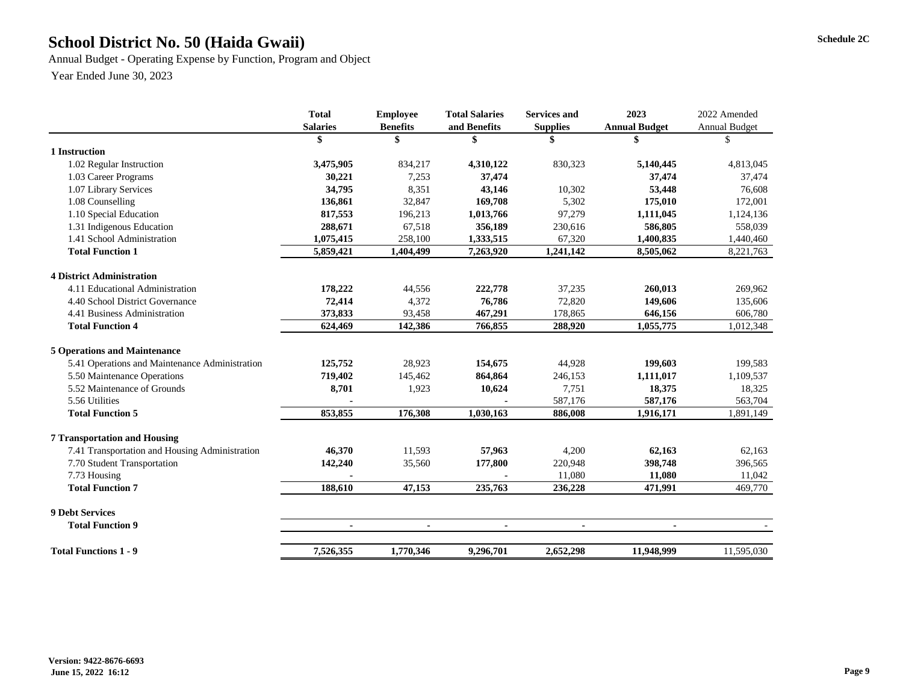Schedule 2C

# School District No. 50 (Haida Gwaii)

Annual Budget - Operating Expense by Function, Program and Object

Year Ended June 30, 2023

| | Total Salaries | Employee Benefits | Total Salaries and Benefits | Services and Supplies | 2023 Annual Budget | 2022 Amended Annual Budget |
|---|---|---|---|---|---|---|
| | $ | $ | $ | $ | $ | $ |
| **1 Instruction** | | | | | | |
| 1.02 Regular Instruction | **3,475,905** | 834,217 | **4,310,122** | 830,323 | **5,140,445** | 4,813,045 |
| 1.03 Career Programs | **30,221** | 7,253 | **37,474** | | **37,474** | 37,474 |
| 1.07 Library Services | **34,795** | 8,351 | **43,146** | 10,302 | **53,448** | 76,608 |
| 1.08 Counselling | **136,861** | 32,847 | **169,708** | 5,302 | **175,010** | 172,001 |
| 1.10 Special Education | **817,553** | 196,213 | **1,013,766** | 97,279 | **1,111,045** | 1,124,136 |
| 1.31 Indigenous Education | **288,671** | 67,518 | **356,189** | 230,616 | **586,805** | 558,039 |
| 1.41 School Administration | **1,075,415** | 258,100 | **1,333,515** | 67,320 | **1,400,835** | 1,440,460 |
| **Total Function 1** | **5,859,421** | **1,404,499** | **7,263,920** | **1,241,142** | **8,505,062** | 8,221,763 |
| **4 District Administration** | | | | | | |
| 4.11 Educational Administration | **178,222** | 44,556 | **222,778** | 37,235 | **260,013** | 269,962 |
| 4.40 School District Governance | **72,414** | 4,372 | **76,786** | 72,820 | **149,606** | 135,606 |
| 4.41 Business Administration | **373,833** | 93,458 | **467,291** | 178,865 | **646,156** | 606,780 |
| **Total Function 4** | **624,469** | **142,386** | **766,855** | **288,920** | **1,055,775** | 1,012,348 |
| **5 Operations and Maintenance** | | | | | | |
| 5.41 Operations and Maintenance Administration | **125,752** | 28,923 | **154,675** | 44,928 | **199,603** | 199,583 |
| 5.50 Maintenance Operations | **719,402** | 145,462 | **864,864** | 246,153 | **1,111,017** | 1,109,537 |
| 5.52 Maintenance of Grounds | **8,701** | 1,923 | **10,624** | 7,751 | **18,375** | 18,325 |
| 5.56 Utilities | **-** | | **-** | 587,176 | **587,176** | 563,704 |
| **Total Function 5** | **853,855** | **176,308** | **1,030,163** | **886,008** | **1,916,171** | 1,891,149 |
| **7 Transportation and Housing** | | | | | | |
| 7.41 Transportation and Housing Administration | **46,370** | 11,593 | **57,963** | 4,200 | **62,163** | 62,163 |
| 7.70 Student Transportation | **142,240** | 35,560 | **177,800** | 220,948 | **398,748** | 396,565 |
| 7.73 Housing | **-** | | **-** | 11,080 | **11,080** | 11,042 |
| **Total Function 7** | **188,610** | **47,153** | **235,763** | **236,228** | **471,991** | 469,770 |
| **9 Debt Services** | | | | | | |
| **Total Function 9** | **-** | **-** | **-** | **-** | **-** | - |
| **Total Functions 1 - 9** | **7,526,355** | **1,770,346** | **9,296,701** | **2,652,298** | **11,948,999** | 11,595,030 |

**Version: 9422-8676-6693**
**June 15, 2022 16:12**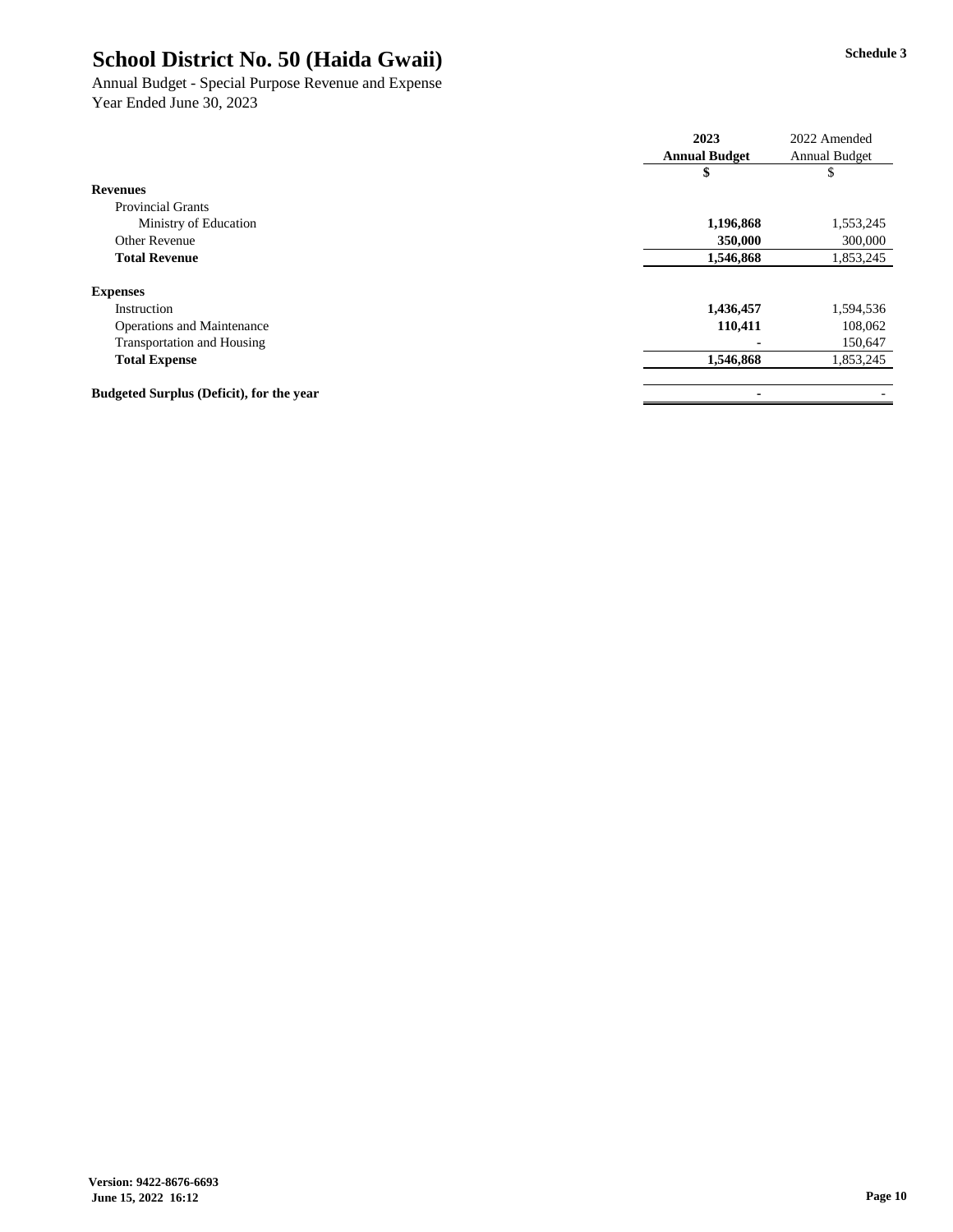# School District No. 50 (Haida Gwaii)

Schedule 3

Annual Budget - Special Purpose Revenue and Expense
Year Ended June 30, 2023

| | 2023 Annual Budget | 2022 Amended Annual Budget |
|---|---|---|
| | $ | $ |
| **Revenues** | | |
| Provincial Grants | | |
| Ministry of Education | **1,196,868** | 1,553,245 |
| Other Revenue | **350,000** | 300,000 |
| **Total Revenue** | **1,546,868** | 1,853,245 |
| **Expenses** | | |
| Instruction | **1,436,457** | 1,594,536 |
| Operations and Maintenance | **110,411** | 108,062 |
| Transportation and Housing | **-** | 150,647 |
| **Total Expense** | **1,546,868** | 1,853,245 |
| **Budgeted Surplus (Deficit), for the year** | **-** | - |

**Version: 9422-8676-6693**
**June 15, 2022 16:12**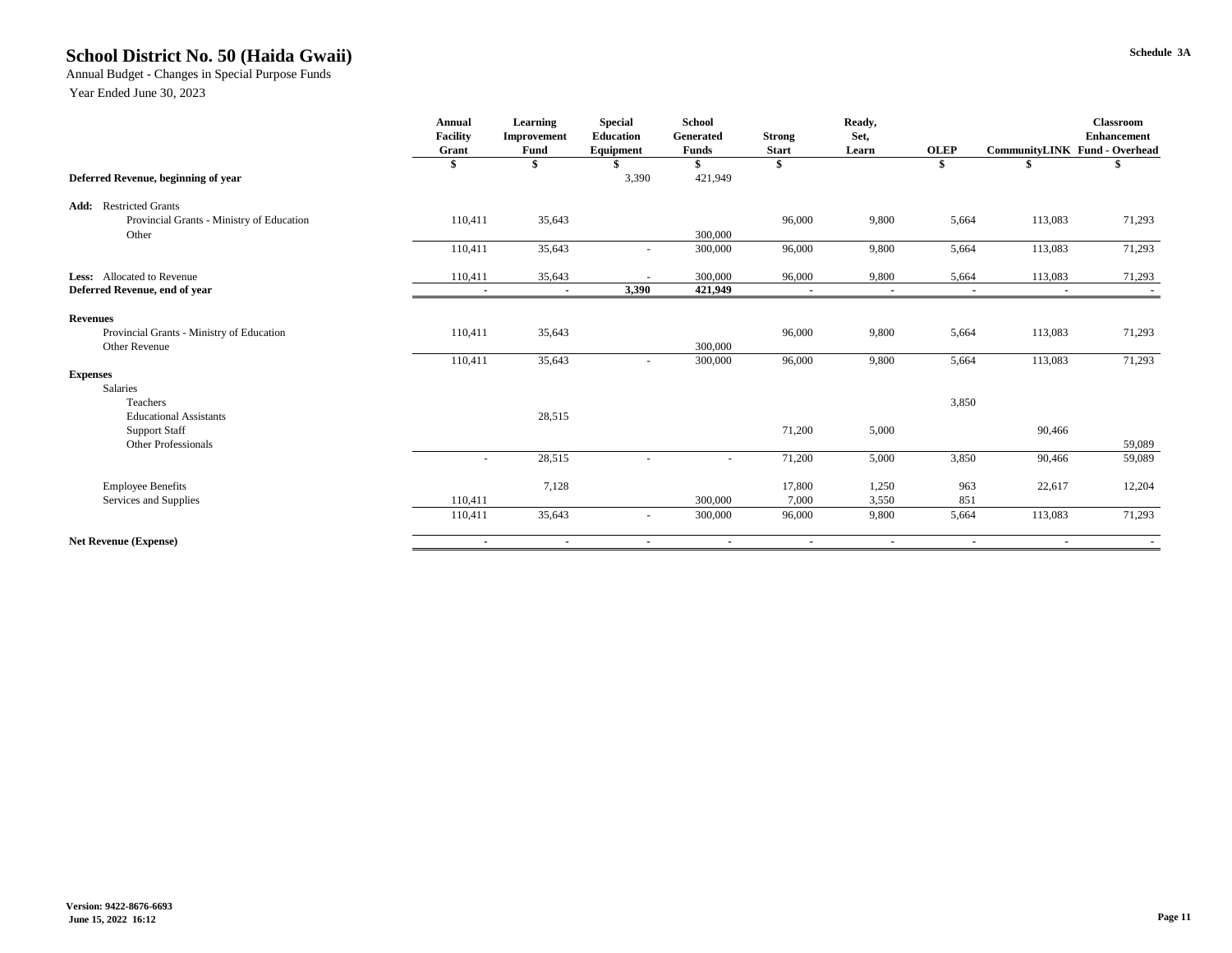# School District No. 50 (Haida Gwaii)

Annual Budget - Changes in Special Purpose Funds

Year Ended June 30, 2023

Schedule 3A

| | Annual Facility Grant | Learning Improvement Fund | Special Education Equipment | School Generated Funds | Strong Start | Ready, Set, Learn | OLEP | CommunityLINK | Classroom Enhancement Fund - Overhead |
|---|---|---|---|---|---|---|---|---|---|
| | $ | $ | $ | $ | $ | | $ | $ | $ |
| **Deferred Revenue, beginning of year** | | | 3,390 | 421,949 | | | | | |
| **Add:** Restricted Grants | | | | | | | | | |
| Provincial Grants - Ministry of Education | 110,411 | 35,643 | | | 96,000 | 9,800 | 5,664 | 113,083 | 71,293 |
| Other | | | | 300,000 | | | | | |
| | 110,411 | 35,643 | - | 300,000 | 96,000 | 9,800 | 5,664 | 113,083 | 71,293 |
| **Less:** Allocated to Revenue | 110,411 | 35,643 | - | 300,000 | 96,000 | 9,800 | 5,664 | 113,083 | 71,293 |
| **Deferred Revenue, end of year** | **-** | **-** | **3,390** | **421,949** | **-** | **-** | **-** | **-** | **-** |
| **Revenues** | | | | | | | | | |
| Provincial Grants - Ministry of Education | 110,411 | 35,643 | | | 96,000 | 9,800 | 5,664 | 113,083 | 71,293 |
| Other Revenue | | | | 300,000 | | | | | |
| | 110,411 | 35,643 | - | 300,000 | 96,000 | 9,800 | 5,664 | 113,083 | 71,293 |
| **Expenses** | | | | | | | | | |
| Salaries | | | | | | | | | |
| Teachers | | | | | | | 3,850 | | |
| Educational Assistants | | 28,515 | | | | | | | |
| Support Staff | | | | | 71,200 | 5,000 | | 90,466 | |
| Other Professionals | | | | | | | | | 59,089 |
| | - | 28,515 | - | - | 71,200 | 5,000 | 3,850 | 90,466 | 59,089 |
| Employee Benefits | | 7,128 | | | 17,800 | 1,250 | 963 | 22,617 | 12,204 |
| Services and Supplies | 110,411 | | | 300,000 | 7,000 | 3,550 | 851 | | |
| | 110,411 | 35,643 | - | 300,000 | 96,000 | 9,800 | 5,664 | 113,083 | 71,293 |
| **Net Revenue (Expense)** | **-** | **-** | **-** | **-** | **-** | **-** | **-** | **-** | **-** |

**Version: 9422-8676-6693**
**June 15, 2022 16:12**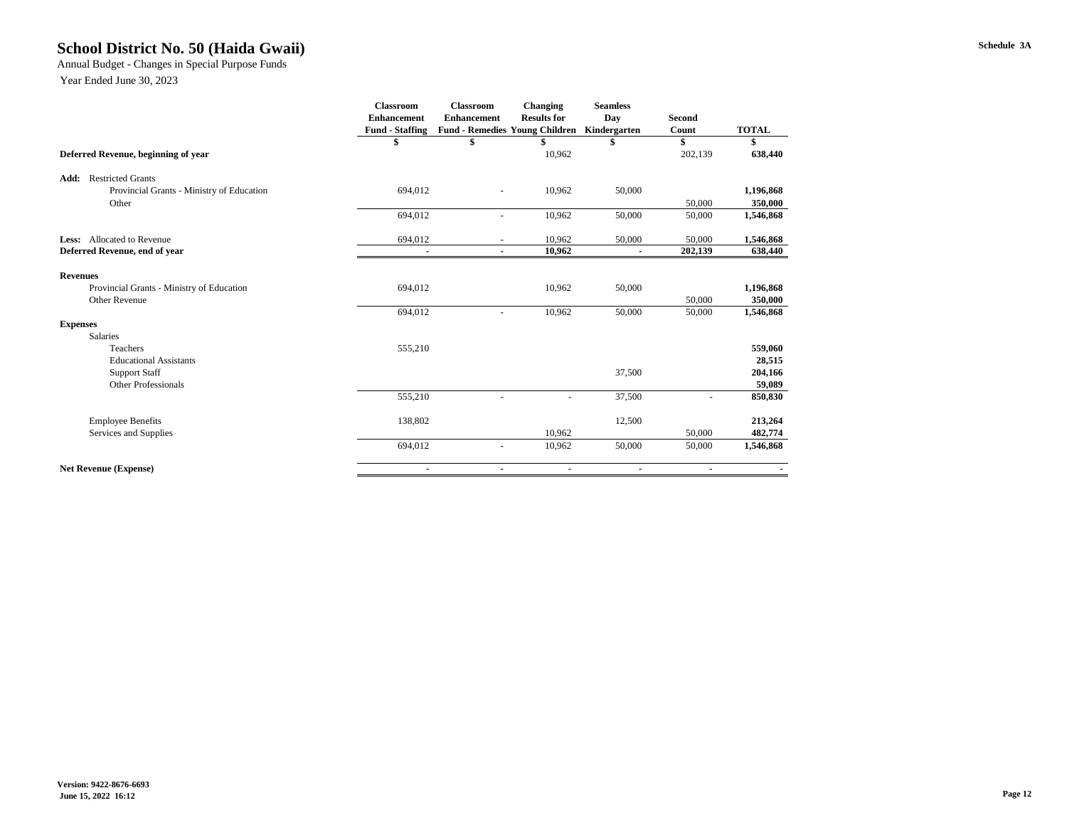# School District No. 50 (Haida Gwaii)

Schedule 3A

Annual Budget - Changes in Special Purpose Funds

Year Ended June 30, 2023

| | Classroom Enhancement Fund - Staffing | Classroom Enhancement Fund - Remedies | Changing Results for Young Children | Seamless Day Kindergarten | Second Count | TOTAL |
|---|---|---|---|---|---|---|
| | $ | $ | $ | $ | $ | $ |
| **Deferred Revenue, beginning of year** | | | 10,962 | | 202,139 | **638,440** |
| **Add:** Restricted Grants | | | | | | |
| Provincial Grants - Ministry of Education | 694,012 | - | 10,962 | 50,000 | | **1,196,868** |
| Other | | | | | 50,000 | **350,000** |
| | 694,012 | - | 10,962 | 50,000 | 50,000 | **1,546,868** |
| **Less:** Allocated to Revenue | 694,012 | - | 10,962 | 50,000 | 50,000 | **1,546,868** |
| **Deferred Revenue, end of year** | **-** | **-** | **10,962** | **-** | **202,139** | **638,440** |
| **Revenues** | | | | | | |
| Provincial Grants - Ministry of Education | 694,012 | | 10,962 | 50,000 | | **1,196,868** |
| Other Revenue | | | | | 50,000 | **350,000** |
| | 694,012 | - | 10,962 | 50,000 | 50,000 | **1,546,868** |
| **Expenses** | | | | | | |
| Salaries | | | | | | |
| Teachers | 555,210 | | | | | **559,060** |
| Educational Assistants | | | | | | **28,515** |
| Support Staff | | | | 37,500 | | **204,166** |
| Other Professionals | | | | | | **59,089** |
| | 555,210 | - | - | 37,500 | - | **850,830** |
| Employee Benefits | 138,802 | | | 12,500 | | **213,264** |
| Services and Supplies | | | 10,962 | | 50,000 | **482,774** |
| | 694,012 | - | 10,962 | 50,000 | 50,000 | **1,546,868** |
| **Net Revenue (Expense)** | **-** | **-** | **-** | **-** | **-** | **-** |

**Version: 9422-8676-6693**
**June 15, 2022 16:12**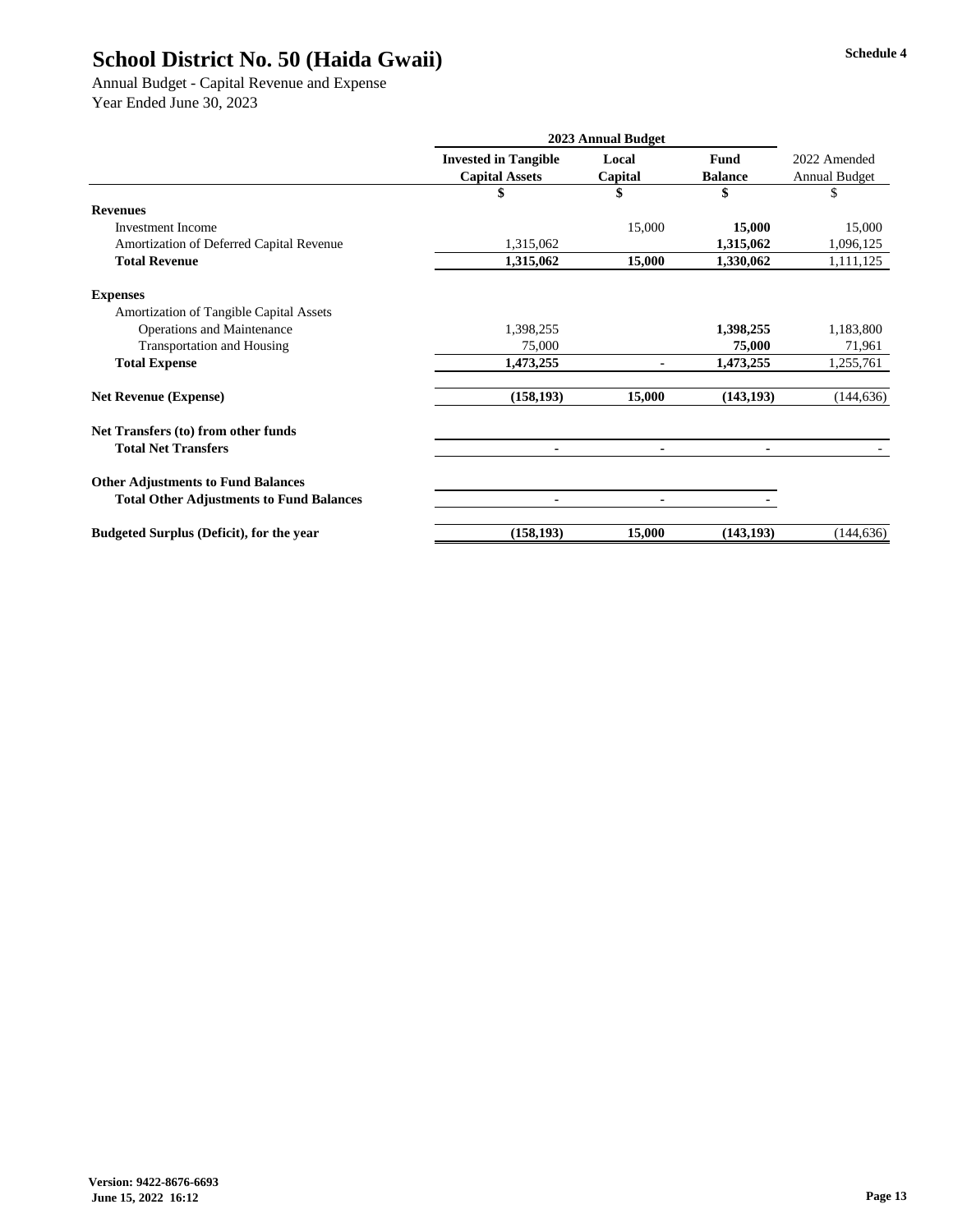# School District No. 50 (Haida Gwaii)

Schedule 4

Annual Budget - Capital Revenue and Expense
Year Ended June 30, 2023

| | 2023 Annual Budget | | | |
|---|---|---|---|---|
| | **Invested in Tangible Capital Assets** | **Local Capital** | **Fund Balance** | 2022 Amended Annual Budget |
| | **$** | **$** | **$** | $ |
| **Revenues** | | | | |
| Investment Income | | 15,000 | **15,000** | 15,000 |
| Amortization of Deferred Capital Revenue | 1,315,062 | | **1,315,062** | 1,096,125 |
| **Total Revenue** | **1,315,062** | **15,000** | **1,330,062** | 1,111,125 |
| **Expenses** | | | | |
| Amortization of Tangible Capital Assets | | | | |
| Operations and Maintenance | 1,398,255 | | **1,398,255** | 1,183,800 |
| Transportation and Housing | 75,000 | | **75,000** | 71,961 |
| **Total Expense** | **1,473,255** | **-** | **1,473,255** | 1,255,761 |
| **Net Revenue (Expense)** | **(158,193)** | **15,000** | **(143,193)** | (144,636) |
| **Net Transfers (to) from other funds** | | | | |
| **Total Net Transfers** | **-** | **-** | **-** | - |
| **Other Adjustments to Fund Balances** | | | | |
| **Total Other Adjustments to Fund Balances** | **-** | **-** | **-** | |
| **Budgeted Surplus (Deficit), for the year** | **(158,193)** | **15,000** | **(143,193)** | (144,636) |

**Version: 9422-8676-6693**
**June 15, 2022 16:12**